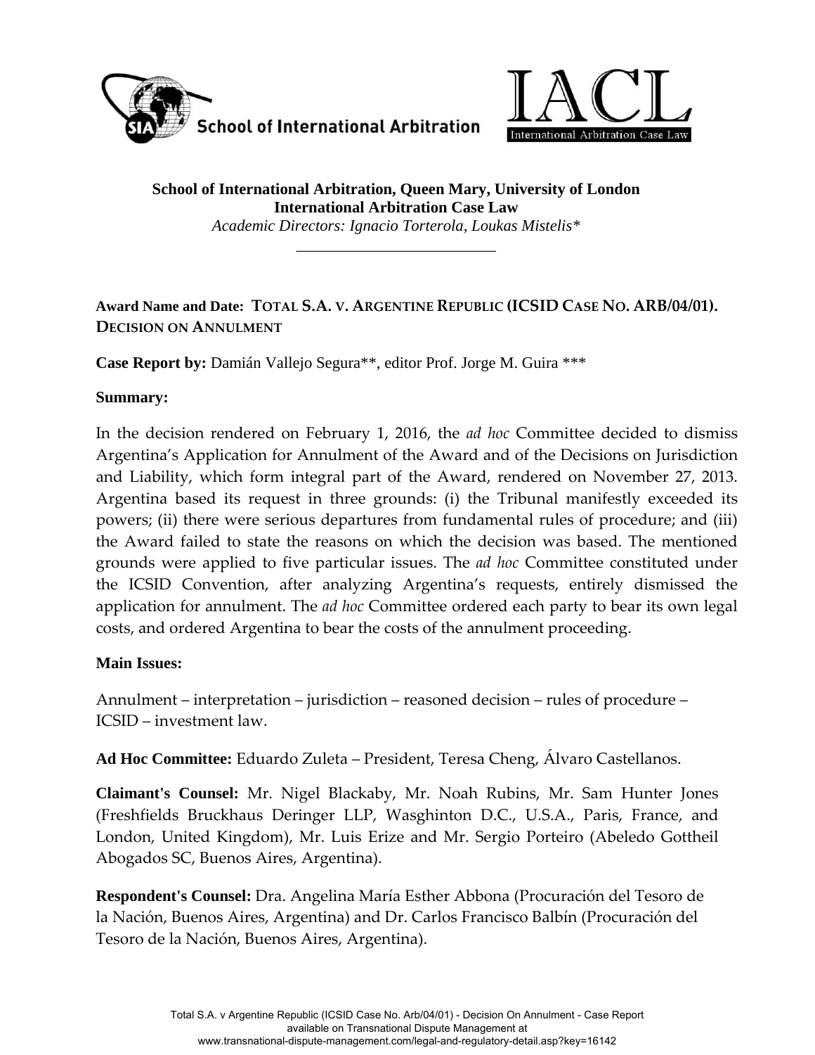School of International Arbitration

IACL International Arbitration Case Law

**School of International Arbitration, Queen Mary, University of London**
**International Arbitration Case Law**
*Academic Directors: Ignacio Torterola, Loukas Mistelis**

---

**Award Name and Date: TOTAL S.A. V. ARGENTINE REPUBLIC (ICSID CASE NO. ARB/04/01). DECISION ON ANNULMENT**

**Case Report by:** Damián Vallejo Segura**, editor Prof. Jorge M. Guira ***

**Summary:**

In the decision rendered on February 1, 2016, the *ad hoc* Committee decided to dismiss Argentina's Application for Annulment of the Award and of the Decisions on Jurisdiction and Liability, which form integral part of the Award, rendered on November 27, 2013. Argentina based its request in three grounds: (i) the Tribunal manifestly exceeded its powers; (ii) there were serious departures from fundamental rules of procedure; and (iii) the Award failed to state the reasons on which the decision was based. The mentioned grounds were applied to five particular issues. The *ad hoc* Committee constituted under the ICSID Convention, after analyzing Argentina's requests, entirely dismissed the application for annulment. The *ad hoc* Committee ordered each party to bear its own legal costs, and ordered Argentina to bear the costs of the annulment proceeding.

**Main Issues:**

Annulment – interpretation – jurisdiction – reasoned decision – rules of procedure – ICSID – investment law.

**Ad Hoc Committee:** Eduardo Zuleta – President, Teresa Cheng, Álvaro Castellanos.

**Claimant's Counsel:** Mr. Nigel Blackaby, Mr. Noah Rubins, Mr. Sam Hunter Jones (Freshfields Bruckhaus Deringer LLP, Wasghinton D.C., U.S.A., Paris, France, and London, United Kingdom), Mr. Luis Erize and Mr. Sergio Porteiro (Abeledo Gottheil Abogados SC, Buenos Aires, Argentina).

**Respondent's Counsel:** Dra. Angelina María Esther Abbona (Procuración del Tesoro de la Nación, Buenos Aires, Argentina) and Dr. Carlos Francisco Balbín (Procuración del Tesoro de la Nación, Buenos Aires, Argentina).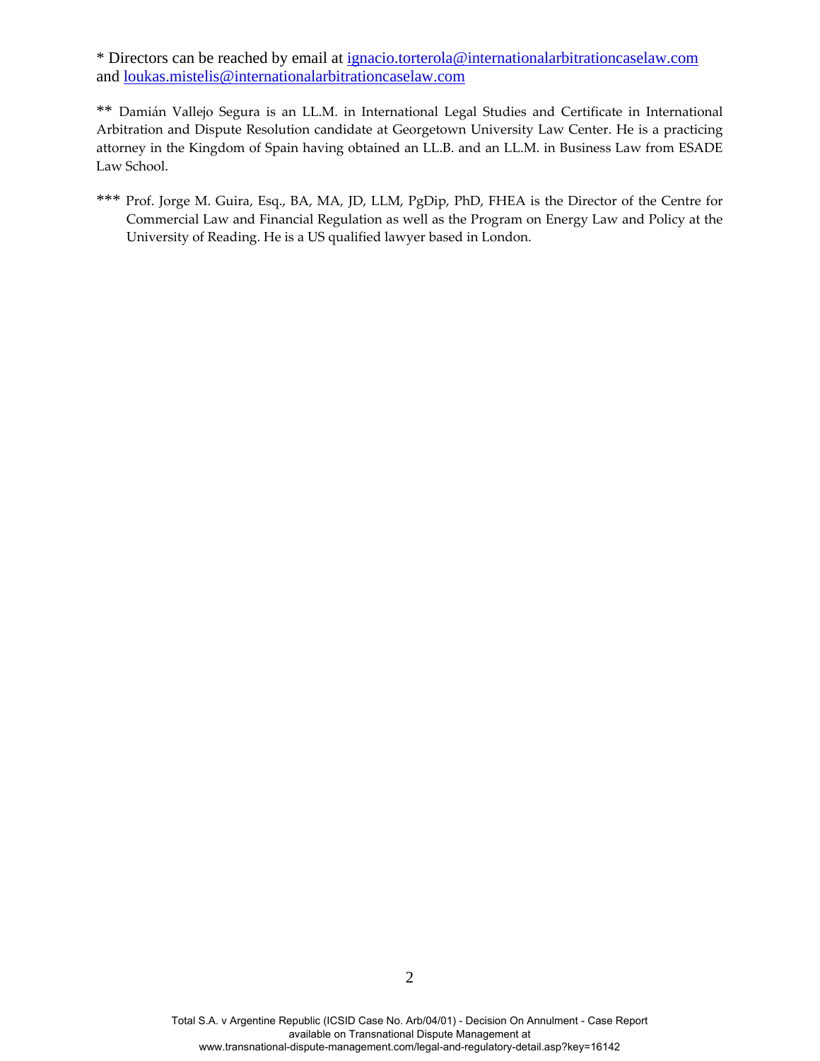* Directors can be reached by email at ignacio.torterola@internationalarbitrationcaselaw.com and loukas.mistelis@internationalarbitrationcaselaw.com

** Damián Vallejo Segura is an LL.M. in International Legal Studies and Certificate in International Arbitration and Dispute Resolution candidate at Georgetown University Law Center. He is a practicing attorney in the Kingdom of Spain having obtained an LL.B. and an LL.M. in Business Law from ESADE Law School.

*** Prof. Jorge M. Guira, Esq., BA, MA, JD, LLM, PgDip, PhD, FHEA is the Director of the Centre for Commercial Law and Financial Regulation as well as the Program on Energy Law and Policy at the University of Reading. He is a US qualified lawyer based in London.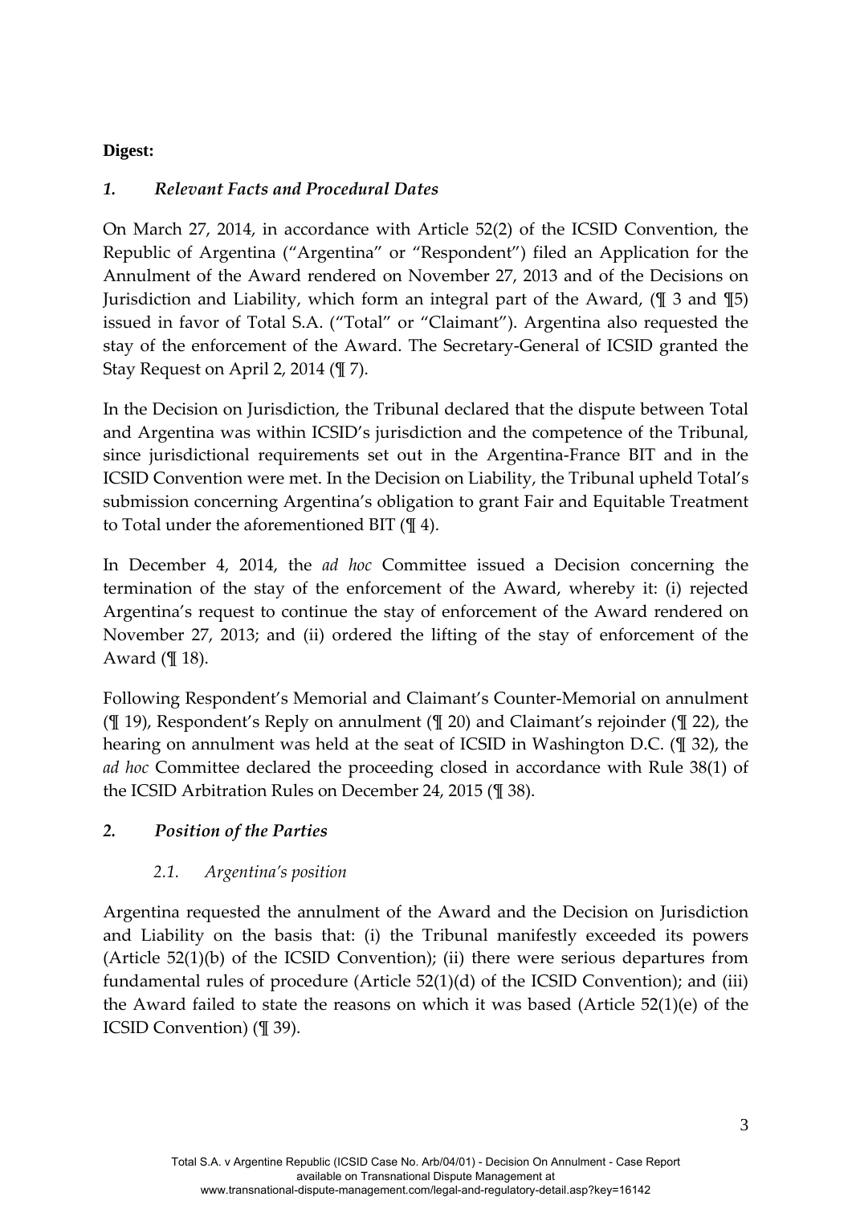**Digest:**

## *1. Relevant Facts and Procedural Dates*

On March 27, 2014, in accordance with Article 52(2) of the ICSID Convention, the Republic of Argentina ("Argentina" or "Respondent") filed an Application for the Annulment of the Award rendered on November 27, 2013 and of the Decisions on Jurisdiction and Liability, which form an integral part of the Award, (¶ 3 and ¶5) issued in favor of Total S.A. ("Total" or "Claimant"). Argentina also requested the stay of the enforcement of the Award. The Secretary-General of ICSID granted the Stay Request on April 2, 2014 (¶ 7).

In the Decision on Jurisdiction, the Tribunal declared that the dispute between Total and Argentina was within ICSID's jurisdiction and the competence of the Tribunal, since jurisdictional requirements set out in the Argentina-France BIT and in the ICSID Convention were met. In the Decision on Liability, the Tribunal upheld Total's submission concerning Argentina's obligation to grant Fair and Equitable Treatment to Total under the aforementioned BIT (¶ 4).

In December 4, 2014, the *ad hoc* Committee issued a Decision concerning the termination of the stay of the enforcement of the Award, whereby it: (i) rejected Argentina's request to continue the stay of enforcement of the Award rendered on November 27, 2013; and (ii) ordered the lifting of the stay of enforcement of the Award (¶ 18).

Following Respondent's Memorial and Claimant's Counter-Memorial on annulment (¶ 19), Respondent's Reply on annulment (¶ 20) and Claimant's rejoinder (¶ 22), the hearing on annulment was held at the seat of ICSID in Washington D.C. (¶ 32), the *ad hoc* Committee declared the proceeding closed in accordance with Rule 38(1) of the ICSID Arbitration Rules on December 24, 2015 (¶ 38).

## *2. Position of the Parties*

### *2.1. Argentina's position*

Argentina requested the annulment of the Award and the Decision on Jurisdiction and Liability on the basis that: (i) the Tribunal manifestly exceeded its powers (Article 52(1)(b) of the ICSID Convention); (ii) there were serious departures from fundamental rules of procedure (Article 52(1)(d) of the ICSID Convention); and (iii) the Award failed to state the reasons on which it was based (Article 52(1)(e) of the ICSID Convention) (¶ 39).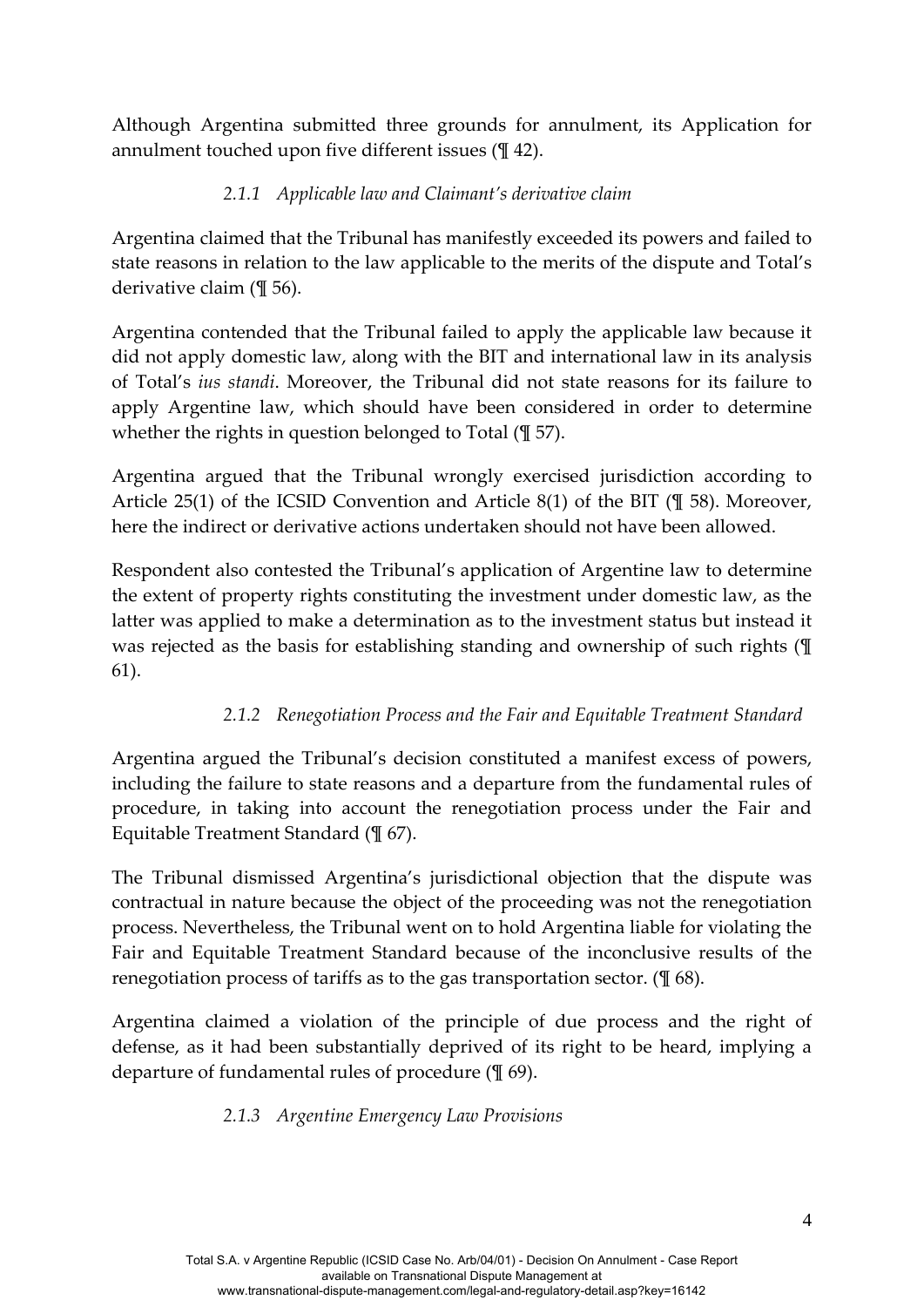Although Argentina submitted three grounds for annulment, its Application for annulment touched upon five different issues (¶ 42).

### *2.1.1 Applicable law and Claimant's derivative claim*

Argentina claimed that the Tribunal has manifestly exceeded its powers and failed to state reasons in relation to the law applicable to the merits of the dispute and Total's derivative claim (¶ 56).

Argentina contended that the Tribunal failed to apply the applicable law because it did not apply domestic law, along with the BIT and international law in its analysis of Total's *ius standi*. Moreover, the Tribunal did not state reasons for its failure to apply Argentine law, which should have been considered in order to determine whether the rights in question belonged to Total (¶ 57).

Argentina argued that the Tribunal wrongly exercised jurisdiction according to Article 25(1) of the ICSID Convention and Article 8(1) of the BIT (¶ 58). Moreover, here the indirect or derivative actions undertaken should not have been allowed.

Respondent also contested the Tribunal's application of Argentine law to determine the extent of property rights constituting the investment under domestic law, as the latter was applied to make a determination as to the investment status but instead it was rejected as the basis for establishing standing and ownership of such rights (¶ 61).

### *2.1.2 Renegotiation Process and the Fair and Equitable Treatment Standard*

Argentina argued the Tribunal's decision constituted a manifest excess of powers, including the failure to state reasons and a departure from the fundamental rules of procedure, in taking into account the renegotiation process under the Fair and Equitable Treatment Standard (¶ 67).

The Tribunal dismissed Argentina's jurisdictional objection that the dispute was contractual in nature because the object of the proceeding was not the renegotiation process. Nevertheless, the Tribunal went on to hold Argentina liable for violating the Fair and Equitable Treatment Standard because of the inconclusive results of the renegotiation process of tariffs as to the gas transportation sector. (¶ 68).

Argentina claimed a violation of the principle of due process and the right of defense, as it had been substantially deprived of its right to be heard, implying a departure of fundamental rules of procedure (¶ 69).

### *2.1.3 Argentine Emergency Law Provisions*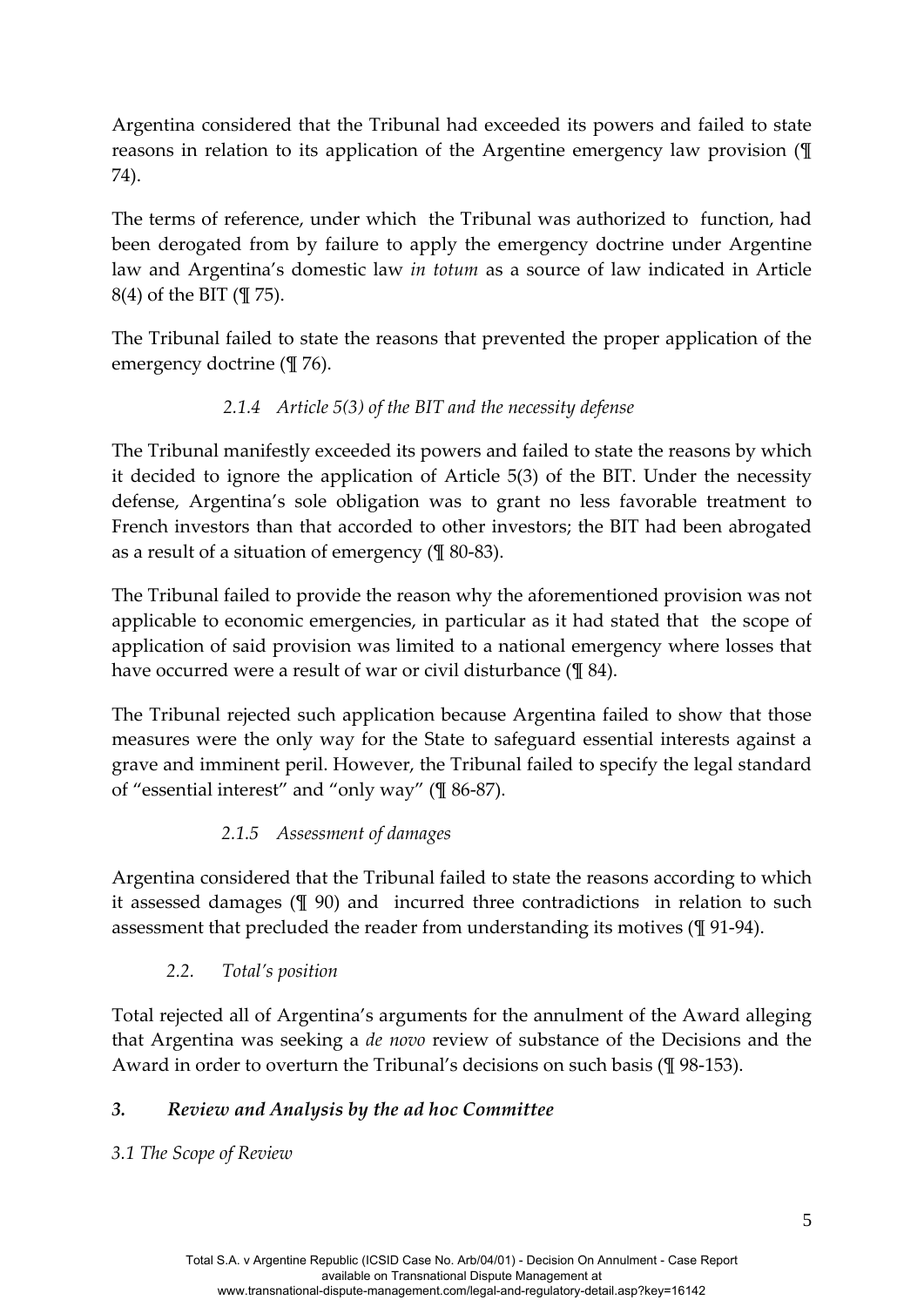Argentina considered that the Tribunal had exceeded its powers and failed to state reasons in relation to its application of the Argentine emergency law provision (¶ 74).

The terms of reference, under which the Tribunal was authorized to function, had been derogated from by failure to apply the emergency doctrine under Argentine law and Argentina's domestic law *in totum* as a source of law indicated in Article 8(4) of the BIT (¶ 75).

The Tribunal failed to state the reasons that prevented the proper application of the emergency doctrine (¶ 76).

#### *2.1.4 Article 5(3) of the BIT and the necessity defense*

The Tribunal manifestly exceeded its powers and failed to state the reasons by which it decided to ignore the application of Article 5(3) of the BIT. Under the necessity defense, Argentina's sole obligation was to grant no less favorable treatment to French investors than that accorded to other investors; the BIT had been abrogated as a result of a situation of emergency (¶ 80-83).

The Tribunal failed to provide the reason why the aforementioned provision was not applicable to economic emergencies, in particular as it had stated that the scope of application of said provision was limited to a national emergency where losses that have occurred were a result of war or civil disturbance (¶ 84).

The Tribunal rejected such application because Argentina failed to show that those measures were the only way for the State to safeguard essential interests against a grave and imminent peril. However, the Tribunal failed to specify the legal standard of "essential interest" and "only way" (¶ 86-87).

#### *2.1.5 Assessment of damages*

Argentina considered that the Tribunal failed to state the reasons according to which it assessed damages (¶ 90) and incurred three contradictions in relation to such assessment that precluded the reader from understanding its motives (¶ 91-94).

#### *2.2. Total's position*

Total rejected all of Argentina's arguments for the annulment of the Award alleging that Argentina was seeking a *de novo* review of substance of the Decisions and the Award in order to overturn the Tribunal's decisions on such basis (¶ 98-153).

## *3. Review and Analysis by the ad hoc Committee*

### *3.1 The Scope of Review*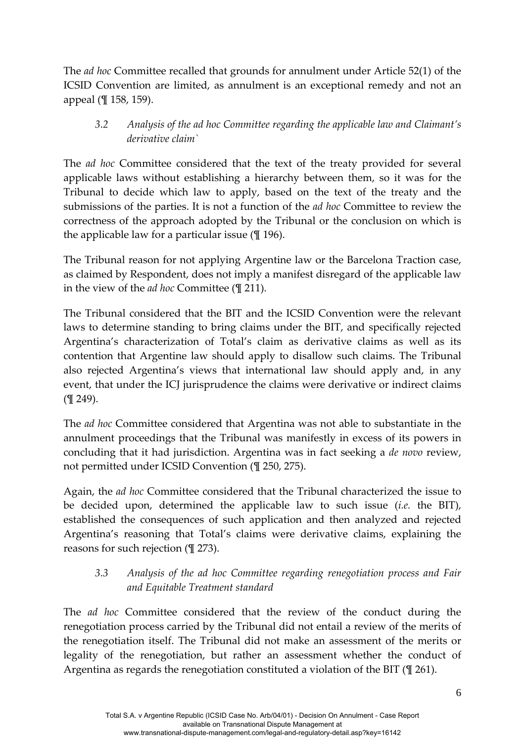The *ad hoc* Committee recalled that grounds for annulment under Article 52(1) of the ICSID Convention are limited, as annulment is an exceptional remedy and not an appeal (¶ 158, 159).

### *3.2 Analysis of the ad hoc Committee regarding the applicable law and Claimant's derivative claim`*

The *ad hoc* Committee considered that the text of the treaty provided for several applicable laws without establishing a hierarchy between them, so it was for the Tribunal to decide which law to apply, based on the text of the treaty and the submissions of the parties. It is not a function of the *ad hoc* Committee to review the correctness of the approach adopted by the Tribunal or the conclusion on which is the applicable law for a particular issue (¶ 196).

The Tribunal reason for not applying Argentine law or the Barcelona Traction case, as claimed by Respondent, does not imply a manifest disregard of the applicable law in the view of the *ad hoc* Committee (¶ 211).

The Tribunal considered that the BIT and the ICSID Convention were the relevant laws to determine standing to bring claims under the BIT, and specifically rejected Argentina's characterization of Total's claim as derivative claims as well as its contention that Argentine law should apply to disallow such claims. The Tribunal also rejected Argentina's views that international law should apply and, in any event, that under the ICJ jurisprudence the claims were derivative or indirect claims (¶ 249).

The *ad hoc* Committee considered that Argentina was not able to substantiate in the annulment proceedings that the Tribunal was manifestly in excess of its powers in concluding that it had jurisdiction. Argentina was in fact seeking a *de novo* review, not permitted under ICSID Convention (¶ 250, 275).

Again, the *ad hoc* Committee considered that the Tribunal characterized the issue to be decided upon, determined the applicable law to such issue (*i.e.* the BIT), established the consequences of such application and then analyzed and rejected Argentina's reasoning that Total's claims were derivative claims, explaining the reasons for such rejection (¶ 273).

### *3.3 Analysis of the ad hoc Committee regarding renegotiation process and Fair and Equitable Treatment standard*

The *ad hoc* Committee considered that the review of the conduct during the renegotiation process carried by the Tribunal did not entail a review of the merits of the renegotiation itself. The Tribunal did not make an assessment of the merits or legality of the renegotiation, but rather an assessment whether the conduct of Argentina as regards the renegotiation constituted a violation of the BIT (¶ 261).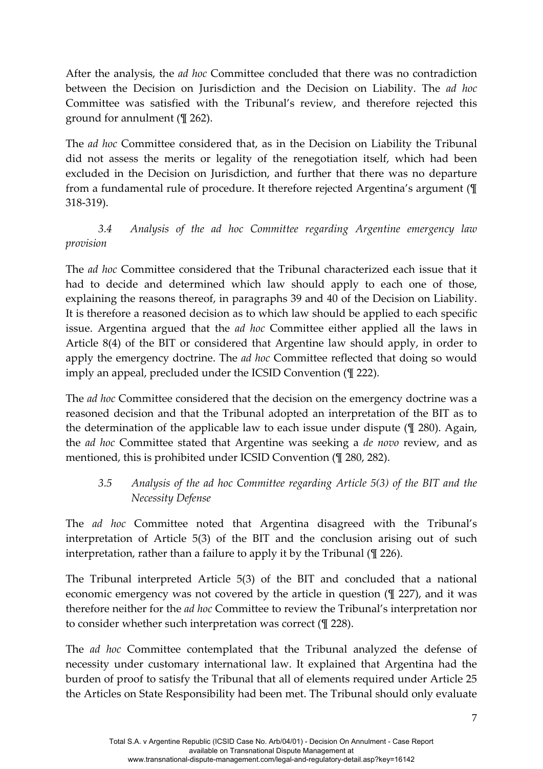After the analysis, the *ad hoc* Committee concluded that there was no contradiction between the Decision on Jurisdiction and the Decision on Liability. The *ad hoc* Committee was satisfied with the Tribunal's review, and therefore rejected this ground for annulment (¶ 262).

The *ad hoc* Committee considered that, as in the Decision on Liability the Tribunal did not assess the merits or legality of the renegotiation itself, which had been excluded in the Decision on Jurisdiction, and further that there was no departure from a fundamental rule of procedure. It therefore rejected Argentina's argument (¶ 318-319).

### *3.4 Analysis of the ad hoc Committee regarding Argentine emergency law provision*

The *ad hoc* Committee considered that the Tribunal characterized each issue that it had to decide and determined which law should apply to each one of those, explaining the reasons thereof, in paragraphs 39 and 40 of the Decision on Liability. It is therefore a reasoned decision as to which law should be applied to each specific issue. Argentina argued that the *ad hoc* Committee either applied all the laws in Article 8(4) of the BIT or considered that Argentine law should apply, in order to apply the emergency doctrine. The *ad hoc* Committee reflected that doing so would imply an appeal, precluded under the ICSID Convention (¶ 222).

The *ad hoc* Committee considered that the decision on the emergency doctrine was a reasoned decision and that the Tribunal adopted an interpretation of the BIT as to the determination of the applicable law to each issue under dispute (¶ 280). Again, the *ad hoc* Committee stated that Argentine was seeking a *de novo* review, and as mentioned, this is prohibited under ICSID Convention (¶ 280, 282).

### *3.5 Analysis of the ad hoc Committee regarding Article 5(3) of the BIT and the Necessity Defense*

The *ad hoc* Committee noted that Argentina disagreed with the Tribunal's interpretation of Article 5(3) of the BIT and the conclusion arising out of such interpretation, rather than a failure to apply it by the Tribunal (¶ 226).

The Tribunal interpreted Article 5(3) of the BIT and concluded that a national economic emergency was not covered by the article in question (¶ 227), and it was therefore neither for the *ad hoc* Committee to review the Tribunal's interpretation nor to consider whether such interpretation was correct (¶ 228).

The *ad hoc* Committee contemplated that the Tribunal analyzed the defense of necessity under customary international law. It explained that Argentina had the burden of proof to satisfy the Tribunal that all of elements required under Article 25 the Articles on State Responsibility had been met. The Tribunal should only evaluate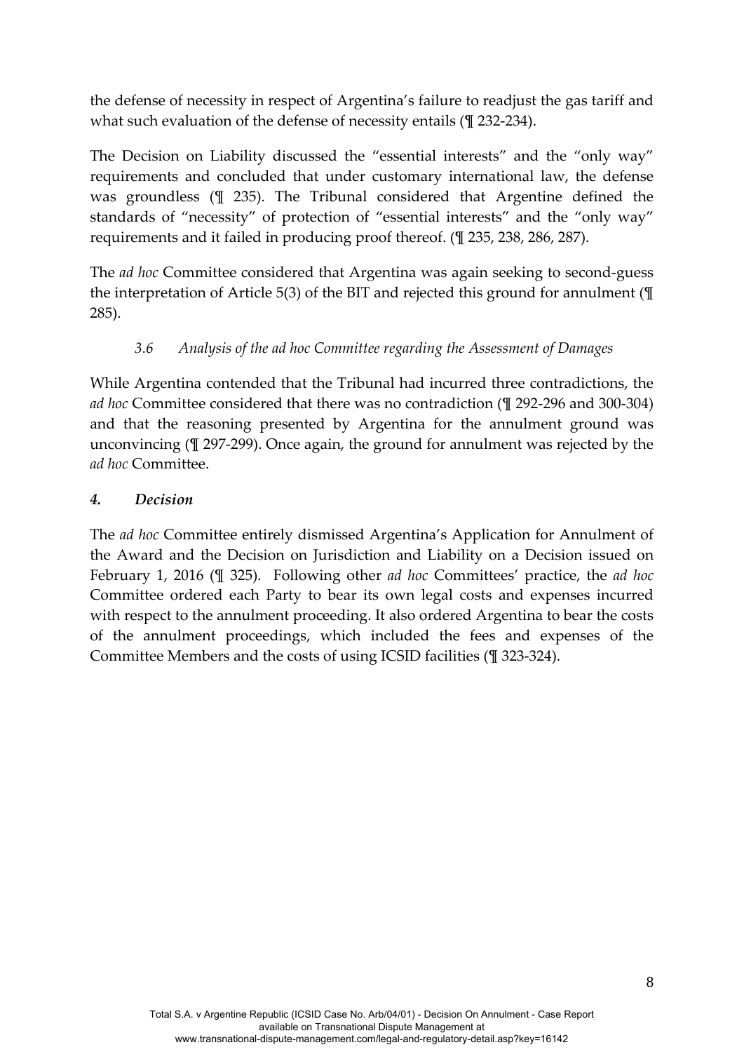the defense of necessity in respect of Argentina's failure to readjust the gas tariff and what such evaluation of the defense of necessity entails (¶ 232-234).

The Decision on Liability discussed the "essential interests" and the "only way" requirements and concluded that under customary international law, the defense was groundless (¶ 235). The Tribunal considered that Argentine defined the standards of "necessity" of protection of "essential interests" and the "only way" requirements and it failed in producing proof thereof. (¶ 235, 238, 286, 287).

The *ad hoc* Committee considered that Argentina was again seeking to second-guess the interpretation of Article 5(3) of the BIT and rejected this ground for annulment (¶ 285).

### *3.6 Analysis of the ad hoc Committee regarding the Assessment of Damages*

While Argentina contended that the Tribunal had incurred three contradictions, the *ad hoc* Committee considered that there was no contradiction (¶ 292-296 and 300-304) and that the reasoning presented by Argentina for the annulment ground was unconvincing (¶ 297-299). Once again, the ground for annulment was rejected by the *ad hoc* Committee.

## ***4. Decision***

The *ad hoc* Committee entirely dismissed Argentina's Application for Annulment of the Award and the Decision on Jurisdiction and Liability on a Decision issued on February 1, 2016 (¶ 325). Following other *ad hoc* Committees' practice, the *ad hoc* Committee ordered each Party to bear its own legal costs and expenses incurred with respect to the annulment proceeding. It also ordered Argentina to bear the costs of the annulment proceedings, which included the fees and expenses of the Committee Members and the costs of using ICSID facilities (¶ 323-324).